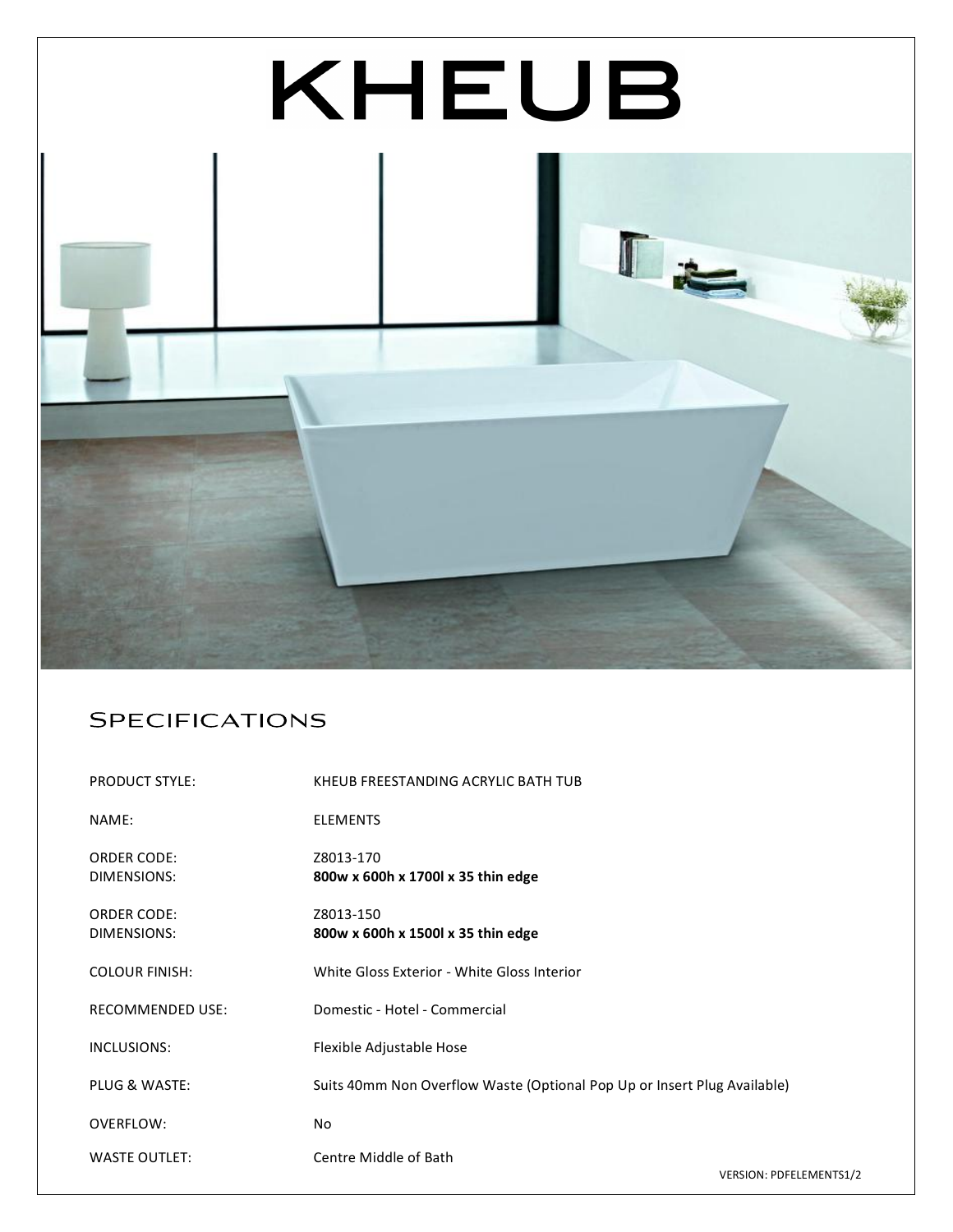# KHEUB

## Specifications

| | |
|---|---|
| PRODUCT STYLE: | KHEUB FREESTANDING ACRYLIC BATH TUB |
| NAME: | ELEMENTS |
| ORDER CODE: | Z8013-170 |
| DIMENSIONS: | **800w x 600h x 1700l x 35 thin edge** |
| ORDER CODE: | Z8013-150 |
| DIMENSIONS: | **800w x 600h x 1500l x 35 thin edge** |
| COLOUR FINISH: | White Gloss Exterior - White Gloss Interior |
| RECOMMENDED USE: | Domestic - Hotel - Commercial |
| INCLUSIONS: | Flexible Adjustable Hose |
| PLUG & WASTE: | Suits 40mm Non Overflow Waste (Optional Pop Up or Insert Plug Available) |
| OVERFLOW: | No |
| WASTE OUTLET: | Centre Middle of Bath |

VERSION: PDFELEMENTS1/2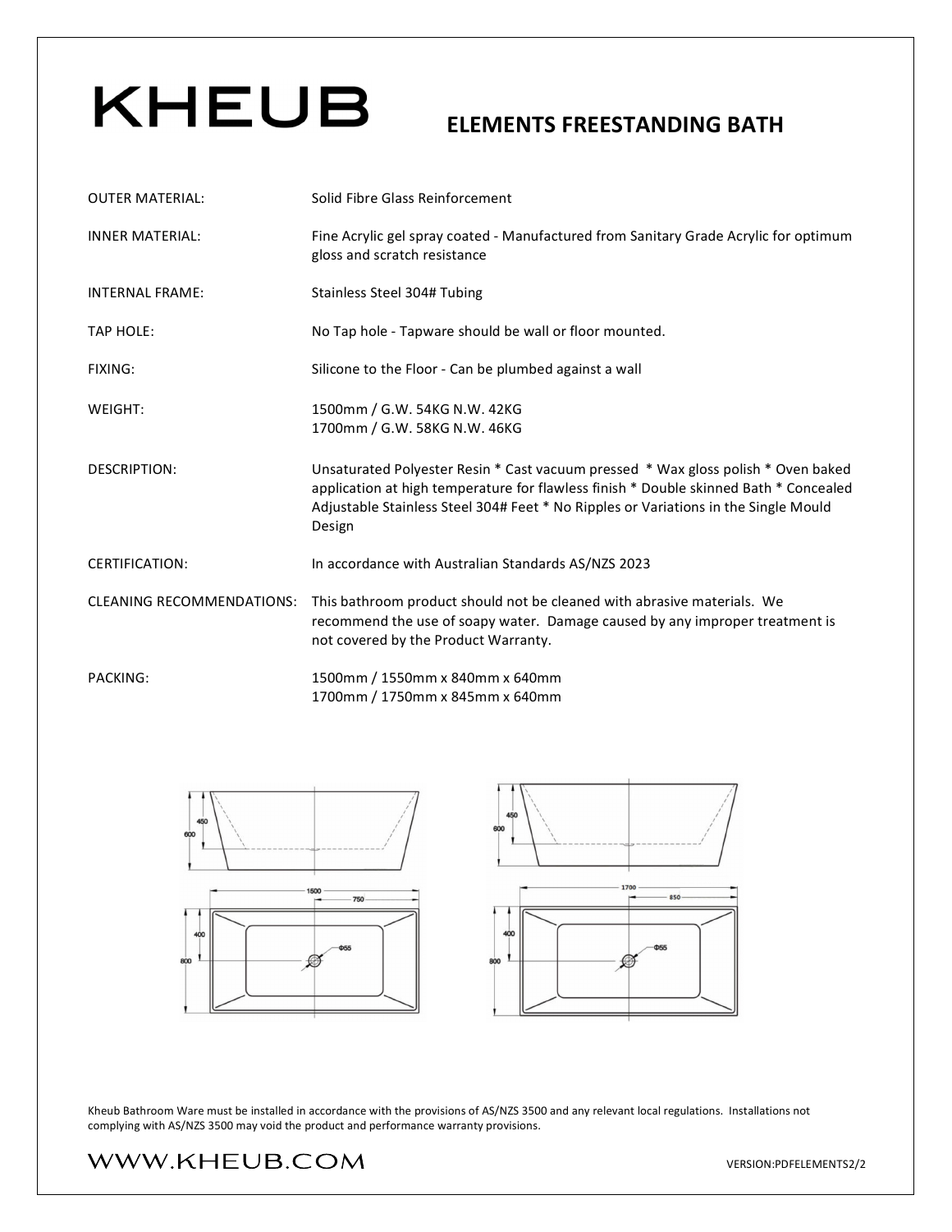# KHEUB

## ELEMENTS FREESTANDING BATH

| | |
|---|---|
| OUTER MATERIAL: | Solid Fibre Glass Reinforcement |
| INNER MATERIAL: | Fine Acrylic gel spray coated - Manufactured from Sanitary Grade Acrylic for optimum gloss and scratch resistance |
| INTERNAL FRAME: | Stainless Steel 304# Tubing |
| TAP HOLE: | No Tap hole - Tapware should be wall or floor mounted. |
| FIXING: | Silicone to the Floor - Can be plumbed against a wall |
| WEIGHT: | 1500mm / G.W. 54KG N.W. 42KG<br>1700mm / G.W. 58KG N.W. 46KG |
| DESCRIPTION: | Unsaturated Polyester Resin * Cast vacuum pressed * Wax gloss polish * Oven baked application at high temperature for flawless finish * Double skinned Bath * Concealed Adjustable Stainless Steel 304# Feet * No Ripples or Variations in the Single Mould Design |
| CERTIFICATION: | In accordance with Australian Standards AS/NZS 2023 |
| CLEANING RECOMMENDATIONS: | This bathroom product should not be cleaned with abrasive materials. We recommend the use of soapy water. Damage caused by any improper treatment is not covered by the Product Warranty. |
| PACKING: | 1500mm / 1550mm x 840mm x 640mm<br>1700mm / 1750mm x 845mm x 640mm |

450
600
1500
750
400
800
Φ55

450
600
1700
850
400
800
Φ55

Kheub Bathroom Ware must be installed in accordance with the provisions of AS/NZS 3500 and any relevant local regulations. Installations not complying with AS/NZS 3500 may void the product and performance warranty provisions.

WWW.KHEUB.COM

VERSION:PDFELEMENTS2/2